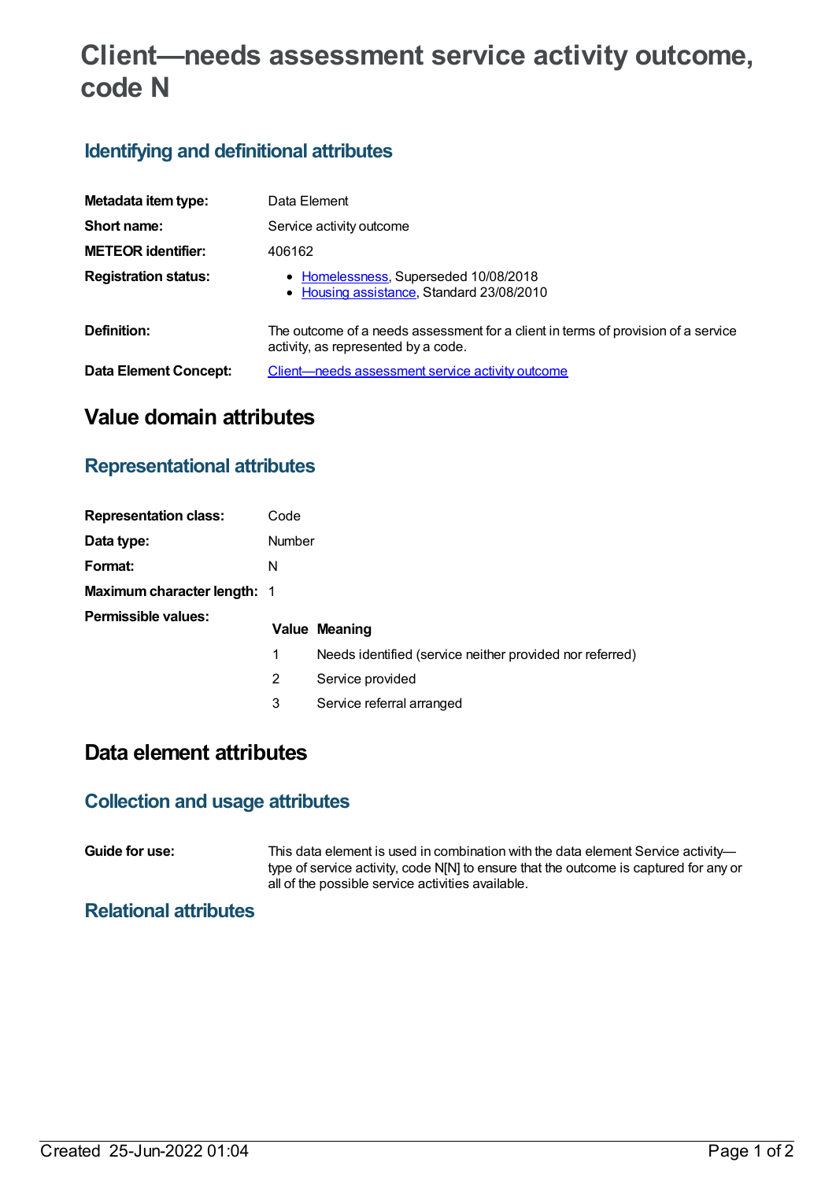# Client—needs assessment service activity outcome, code N

## Identifying and definitional attributes

| | |
|---|---|
| **Metadata item type:** | Data Element |
| **Short name:** | Service activity outcome |
| **METEOR identifier:** | 406162 |
| **Registration status:** | • Homelessness, Superseded 10/08/2018<br>• Housing assistance, Standard 23/08/2010 |
| **Definition:** | The outcome of a needs assessment for a client in terms of provision of a service activity, as represented by a code. |
| **Data Element Concept:** | Client—needs assessment service activity outcome |

# Value domain attributes

## Representational attributes

| | |
|---|---|
| **Representation class:** | Code |
| **Data type:** | Number |
| **Format:** | N |
| **Maximum character length:** | 1 |

**Permissible values:**

| Value | Meaning |
|---|---|
| 1 | Needs identified (service neither provided nor referred) |
| 2 | Service provided |
| 3 | Service referral arranged |

# Data element attributes

## Collection and usage attributes

**Guide for use:** This data element is used in combination with the data element Service activity—type of service activity, code N[N] to ensure that the outcome is captured for any or all of the possible service activities available.

## Relational attributes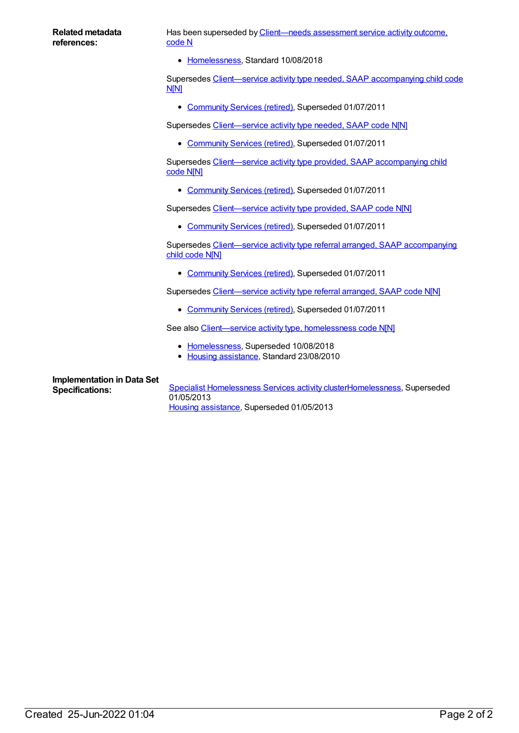**Related metadata references:**

Has been superseded by Client—needs assessment service activity outcome, code N

- Homelessness, Standard 10/08/2018

Supersedes Client—service activity type needed, SAAP accompanying child code N[N]

- Community Services (retired), Superseded 01/07/2011

Supersedes Client—service activity type needed, SAAP code N[N]

- Community Services (retired), Superseded 01/07/2011

Supersedes Client—service activity type provided, SAAP accompanying child code N[N]

- Community Services (retired), Superseded 01/07/2011

Supersedes Client—service activity type provided, SAAP code N[N]

- Community Services (retired), Superseded 01/07/2011

Supersedes Client—service activity type referral arranged, SAAP accompanying child code N[N]

- Community Services (retired), Superseded 01/07/2011

Supersedes Client—service activity type referral arranged, SAAP code N[N]

- Community Services (retired), Superseded 01/07/2011

See also Client—service activity type, homelessness code N[N]

- Homelessness, Superseded 10/08/2018
- Housing assistance, Standard 23/08/2010

**Implementation in Data Set Specifications:**

Specialist Homelessness Services activity clusterHomelessness, Superseded 01/05/2013
Housing assistance, Superseded 01/05/2013